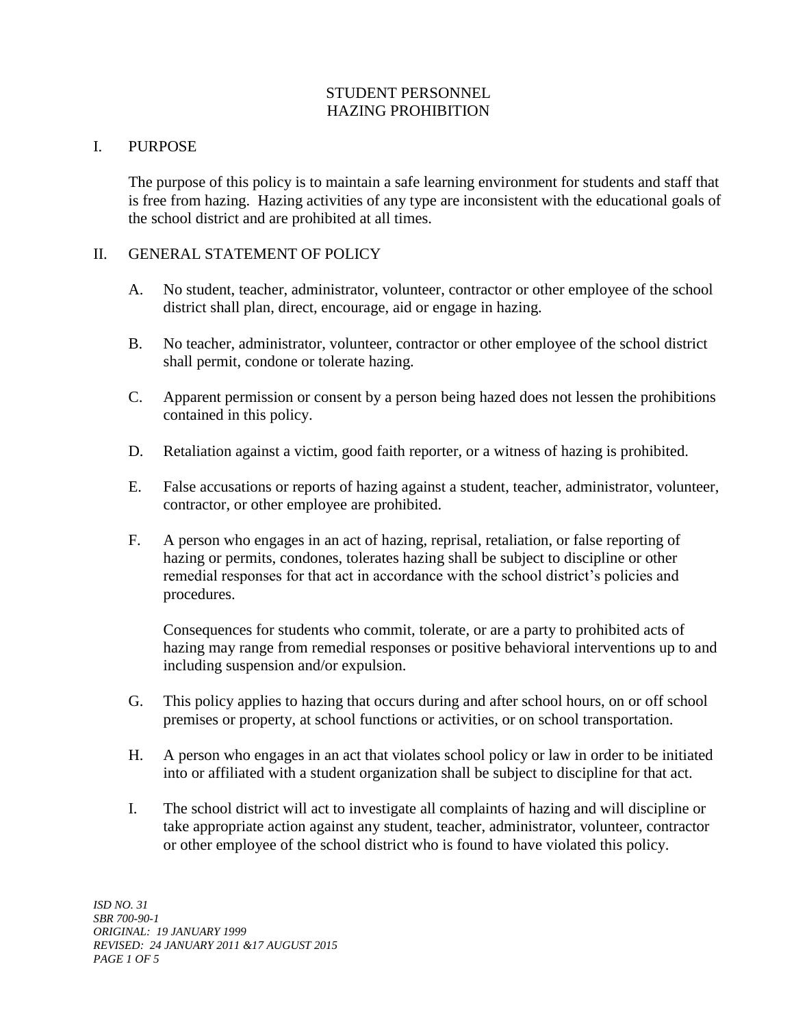# STUDENT PERSONNEL
# HAZING PROHIBITION

## I. PURPOSE

The purpose of this policy is to maintain a safe learning environment for students and staff that is free from hazing. Hazing activities of any type are inconsistent with the educational goals of the school district and are prohibited at all times.

## II. GENERAL STATEMENT OF POLICY

A. No student, teacher, administrator, volunteer, contractor or other employee of the school district shall plan, direct, encourage, aid or engage in hazing.

B. No teacher, administrator, volunteer, contractor or other employee of the school district shall permit, condone or tolerate hazing.

C. Apparent permission or consent by a person being hazed does not lessen the prohibitions contained in this policy.

D. Retaliation against a victim, good faith reporter, or a witness of hazing is prohibited.

E. False accusations or reports of hazing against a student, teacher, administrator, volunteer, contractor, or other employee are prohibited.

F. A person who engages in an act of hazing, reprisal, retaliation, or false reporting of hazing or permits, condones, tolerates hazing shall be subject to discipline or other remedial responses for that act in accordance with the school district's policies and procedures.

   Consequences for students who commit, tolerate, or are a party to prohibited acts of hazing may range from remedial responses or positive behavioral interventions up to and including suspension and/or expulsion.

G. This policy applies to hazing that occurs during and after school hours, on or off school premises or property, at school functions or activities, or on school transportation.

H. A person who engages in an act that violates school policy or law in order to be initiated into or affiliated with a student organization shall be subject to discipline for that act.

I. The school district will act to investigate all complaints of hazing and will discipline or take appropriate action against any student, teacher, administrator, volunteer, contractor or other employee of the school district who is found to have violated this policy.

*ISD NO. 31*
*SBR 700-90-1*
*ORIGINAL: 19 JANUARY 1999*
*REVISED: 24 JANUARY 2011 &17 AUGUST 2015*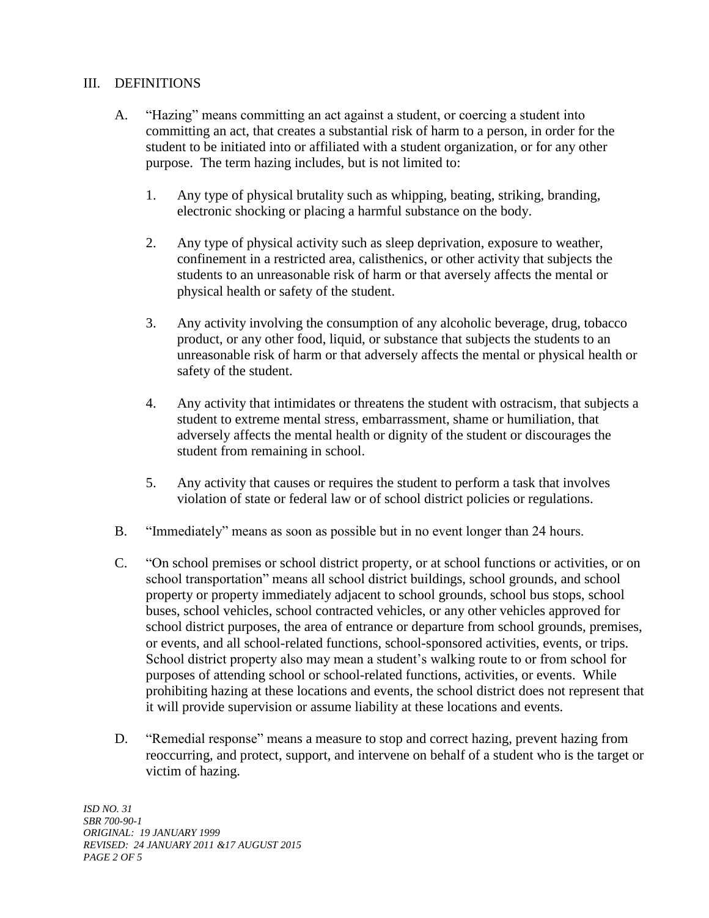## III. DEFINITIONS

A. "Hazing" means committing an act against a student, or coercing a student into committing an act, that creates a substantial risk of harm to a person, in order for the student to be initiated into or affiliated with a student organization, or for any other purpose. The term hazing includes, but is not limited to:

1. Any type of physical brutality such as whipping, beating, striking, branding, electronic shocking or placing a harmful substance on the body.

2. Any type of physical activity such as sleep deprivation, exposure to weather, confinement in a restricted area, calisthenics, or other activity that subjects the students to an unreasonable risk of harm or that aversely affects the mental or physical health or safety of the student.

3. Any activity involving the consumption of any alcoholic beverage, drug, tobacco product, or any other food, liquid, or substance that subjects the students to an unreasonable risk of harm or that adversely affects the mental or physical health or safety of the student.

4. Any activity that intimidates or threatens the student with ostracism, that subjects a student to extreme mental stress, embarrassment, shame or humiliation, that adversely affects the mental health or dignity of the student or discourages the student from remaining in school.

5. Any activity that causes or requires the student to perform a task that involves violation of state or federal law or of school district policies or regulations.

B. "Immediately" means as soon as possible but in no event longer than 24 hours.

C. "On school premises or school district property, or at school functions or activities, or on school transportation" means all school district buildings, school grounds, and school property or property immediately adjacent to school grounds, school bus stops, school buses, school vehicles, school contracted vehicles, or any other vehicles approved for school district purposes, the area of entrance or departure from school grounds, premises, or events, and all school-related functions, school-sponsored activities, events, or trips. School district property also may mean a student's walking route to or from school for purposes of attending school or school-related functions, activities, or events. While prohibiting hazing at these locations and events, the school district does not represent that it will provide supervision or assume liability at these locations and events.

D. "Remedial response" means a measure to stop and correct hazing, prevent hazing from reoccurring, and protect, support, and intervene on behalf of a student who is the target or victim of hazing.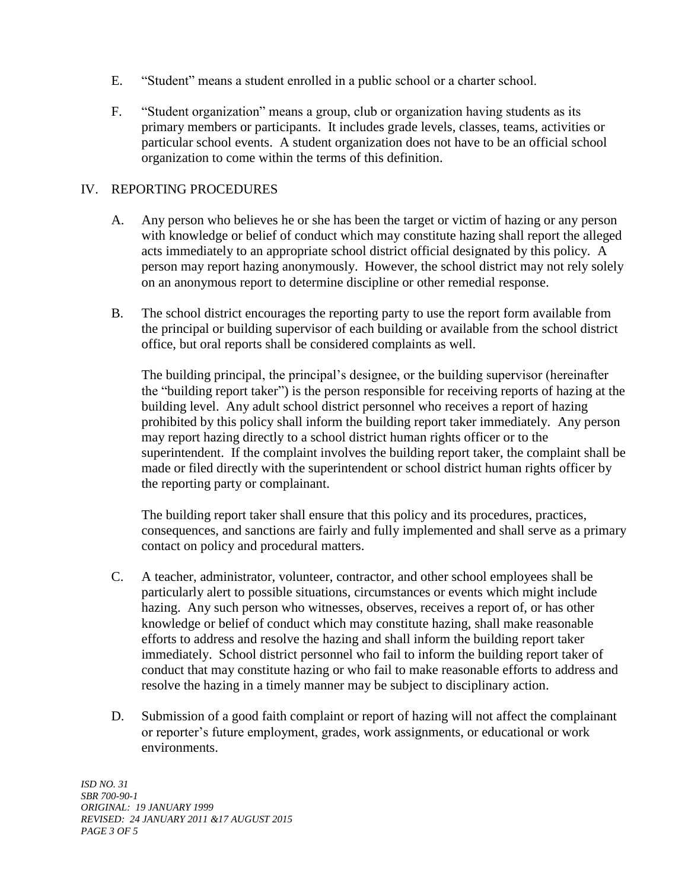E. "Student" means a student enrolled in a public school or a charter school.

F. "Student organization" means a group, club or organization having students as its primary members or participants. It includes grade levels, classes, teams, activities or particular school events. A student organization does not have to be an official school organization to come within the terms of this definition.

## IV. REPORTING PROCEDURES

A. Any person who believes he or she has been the target or victim of hazing or any person with knowledge or belief of conduct which may constitute hazing shall report the alleged acts immediately to an appropriate school district official designated by this policy. A person may report hazing anonymously. However, the school district may not rely solely on an anonymous report to determine discipline or other remedial response.

B. The school district encourages the reporting party to use the report form available from the principal or building supervisor of each building or available from the school district office, but oral reports shall be considered complaints as well.

The building principal, the principal's designee, or the building supervisor (hereinafter the "building report taker") is the person responsible for receiving reports of hazing at the building level. Any adult school district personnel who receives a report of hazing prohibited by this policy shall inform the building report taker immediately. Any person may report hazing directly to a school district human rights officer or to the superintendent. If the complaint involves the building report taker, the complaint shall be made or filed directly with the superintendent or school district human rights officer by the reporting party or complainant.

The building report taker shall ensure that this policy and its procedures, practices, consequences, and sanctions are fairly and fully implemented and shall serve as a primary contact on policy and procedural matters.

C. A teacher, administrator, volunteer, contractor, and other school employees shall be particularly alert to possible situations, circumstances or events which might include hazing. Any such person who witnesses, observes, receives a report of, or has other knowledge or belief of conduct which may constitute hazing, shall make reasonable efforts to address and resolve the hazing and shall inform the building report taker immediately. School district personnel who fail to inform the building report taker of conduct that may constitute hazing or who fail to make reasonable efforts to address and resolve the hazing in a timely manner may be subject to disciplinary action.

D. Submission of a good faith complaint or report of hazing will not affect the complainant or reporter's future employment, grades, work assignments, or educational or work environments.

*ISD NO. 31*
*SBR 700-90-1*
*ORIGINAL: 19 JANUARY 1999*
*REVISED: 24 JANUARY 2011 &17 AUGUST 2015*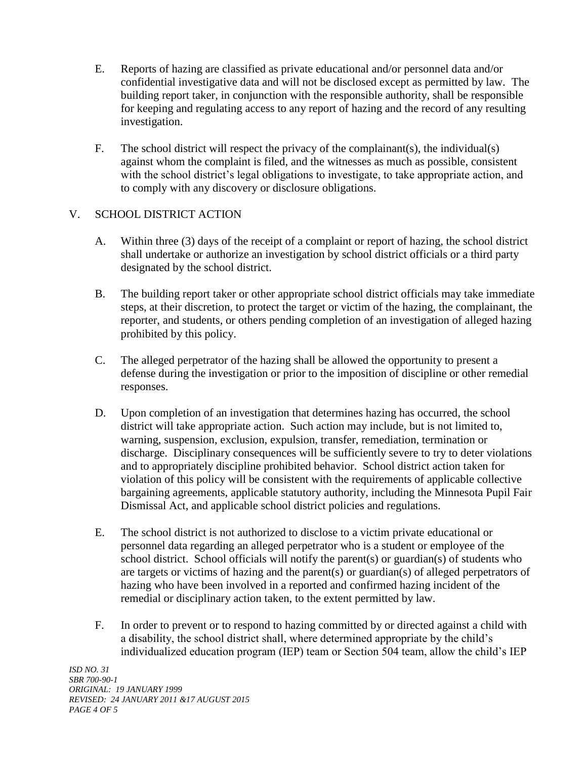E. Reports of hazing are classified as private educational and/or personnel data and/or confidential investigative data and will not be disclosed except as permitted by law. The building report taker, in conjunction with the responsible authority, shall be responsible for keeping and regulating access to any report of hazing and the record of any resulting investigation.

F. The school district will respect the privacy of the complainant(s), the individual(s) against whom the complaint is filed, and the witnesses as much as possible, consistent with the school district's legal obligations to investigate, to take appropriate action, and to comply with any discovery or disclosure obligations.

## V. SCHOOL DISTRICT ACTION

A. Within three (3) days of the receipt of a complaint or report of hazing, the school district shall undertake or authorize an investigation by school district officials or a third party designated by the school district.

B. The building report taker or other appropriate school district officials may take immediate steps, at their discretion, to protect the target or victim of the hazing, the complainant, the reporter, and students, or others pending completion of an investigation of alleged hazing prohibited by this policy.

C. The alleged perpetrator of the hazing shall be allowed the opportunity to present a defense during the investigation or prior to the imposition of discipline or other remedial responses.

D. Upon completion of an investigation that determines hazing has occurred, the school district will take appropriate action. Such action may include, but is not limited to, warning, suspension, exclusion, expulsion, transfer, remediation, termination or discharge. Disciplinary consequences will be sufficiently severe to try to deter violations and to appropriately discipline prohibited behavior. School district action taken for violation of this policy will be consistent with the requirements of applicable collective bargaining agreements, applicable statutory authority, including the Minnesota Pupil Fair Dismissal Act, and applicable school district policies and regulations.

E. The school district is not authorized to disclose to a victim private educational or personnel data regarding an alleged perpetrator who is a student or employee of the school district. School officials will notify the parent(s) or guardian(s) of students who are targets or victims of hazing and the parent(s) or guardian(s) of alleged perpetrators of hazing who have been involved in a reported and confirmed hazing incident of the remedial or disciplinary action taken, to the extent permitted by law.

F. In order to prevent or to respond to hazing committed by or directed against a child with a disability, the school district shall, where determined appropriate by the child's individualized education program (IEP) team or Section 504 team, allow the child's IEP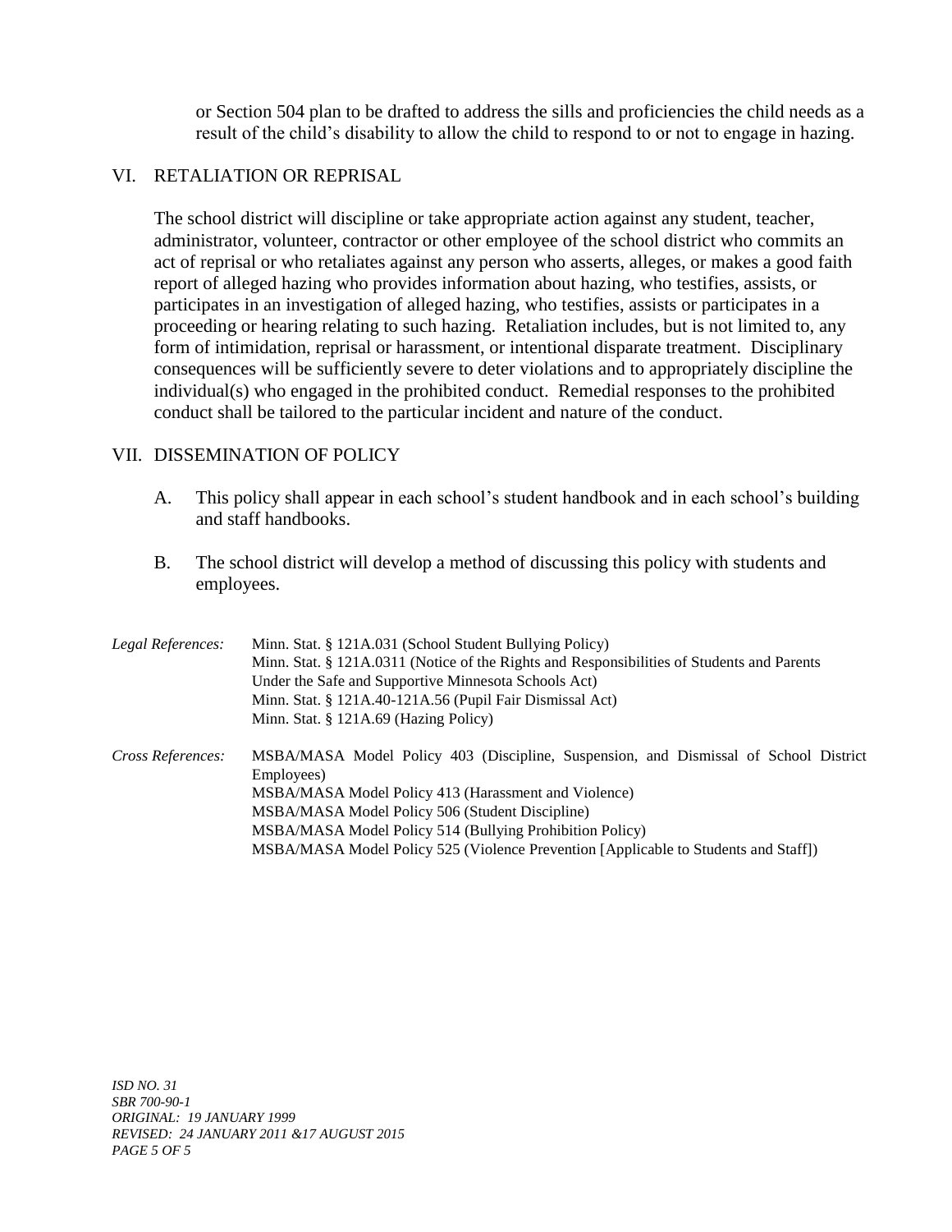or Section 504 plan to be drafted to address the sills and proficiencies the child needs as a result of the child's disability to allow the child to respond to or not to engage in hazing.

## VI. RETALIATION OR REPRISAL

The school district will discipline or take appropriate action against any student, teacher, administrator, volunteer, contractor or other employee of the school district who commits an act of reprisal or who retaliates against any person who asserts, alleges, or makes a good faith report of alleged hazing who provides information about hazing, who testifies, assists, or participates in an investigation of alleged hazing, who testifies, assists or participates in a proceeding or hearing relating to such hazing. Retaliation includes, but is not limited to, any form of intimidation, reprisal or harassment, or intentional disparate treatment. Disciplinary consequences will be sufficiently severe to deter violations and to appropriately discipline the individual(s) who engaged in the prohibited conduct. Remedial responses to the prohibited conduct shall be tailored to the particular incident and nature of the conduct.

## VII. DISSEMINATION OF POLICY

A. This policy shall appear in each school's student handbook and in each school's building and staff handbooks.

B. The school district will develop a method of discussing this policy with students and employees.

*Legal References:*
Minn. Stat. § 121A.031 (School Student Bullying Policy)
Minn. Stat. § 121A.0311 (Notice of the Rights and Responsibilities of Students and Parents Under the Safe and Supportive Minnesota Schools Act)
Minn. Stat. § 121A.40-121A.56 (Pupil Fair Dismissal Act)
Minn. Stat. § 121A.69 (Hazing Policy)

*Cross References:*
MSBA/MASA Model Policy 403 (Discipline, Suspension, and Dismissal of School District Employees)
MSBA/MASA Model Policy 413 (Harassment and Violence)
MSBA/MASA Model Policy 506 (Student Discipline)
MSBA/MASA Model Policy 514 (Bullying Prohibition Policy)
MSBA/MASA Model Policy 525 (Violence Prevention [Applicable to Students and Staff])

*ISD NO. 31*
*SBR 700-90-1*
*ORIGINAL: 19 JANUARY 1999*
*REVISED: 24 JANUARY 2011 &17 AUGUST 2015*